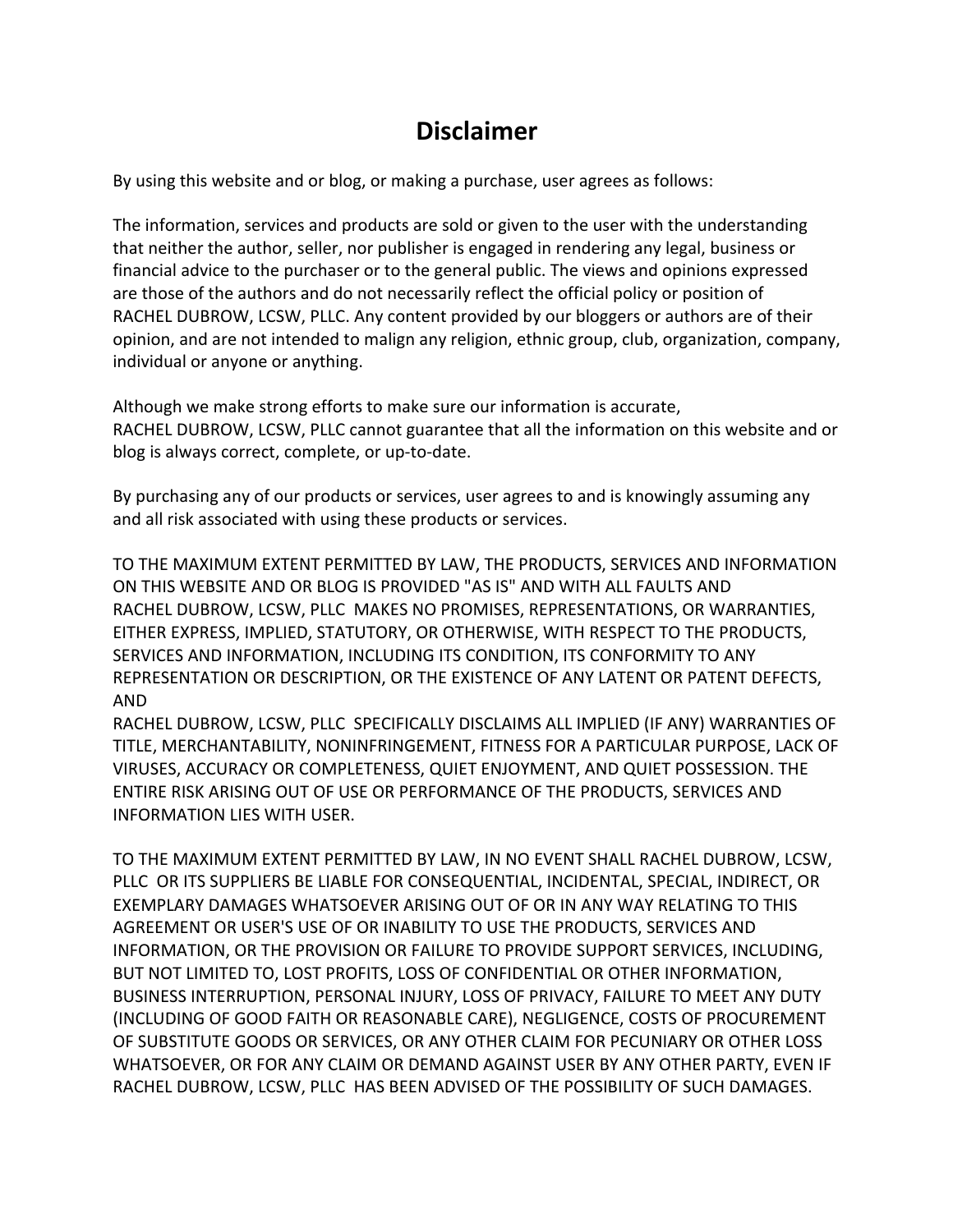# Disclaimer

By using this website and or blog, or making a purchase, user agrees as follows:

The information, services and products are sold or given to the user with the understanding that neither the author, seller, nor publisher is engaged in rendering any legal, business or financial advice to the purchaser or to the general public. The views and opinions expressed are those of the authors and do not necessarily reflect the official policy or position of RACHEL DUBROW, LCSW, PLLC. Any content provided by our bloggers or authors are of their opinion, and are not intended to malign any religion, ethnic group, club, organization, company, individual or anyone or anything.

Although we make strong efforts to make sure our information is accurate, RACHEL DUBROW, LCSW, PLLC cannot guarantee that all the information on this website and or blog is always correct, complete, or up-to-date.

By purchasing any of our products or services, user agrees to and is knowingly assuming any and all risk associated with using these products or services.

TO THE MAXIMUM EXTENT PERMITTED BY LAW, THE PRODUCTS, SERVICES AND INFORMATION ON THIS WEBSITE AND OR BLOG IS PROVIDED "AS IS" AND WITH ALL FAULTS AND RACHEL DUBROW, LCSW, PLLC MAKES NO PROMISES, REPRESENTATIONS, OR WARRANTIES, EITHER EXPRESS, IMPLIED, STATUTORY, OR OTHERWISE, WITH RESPECT TO THE PRODUCTS, SERVICES AND INFORMATION, INCLUDING ITS CONDITION, ITS CONFORMITY TO ANY REPRESENTATION OR DESCRIPTION, OR THE EXISTENCE OF ANY LATENT OR PATENT DEFECTS, AND
RACHEL DUBROW, LCSW, PLLC SPECIFICALLY DISCLAIMS ALL IMPLIED (IF ANY) WARRANTIES OF TITLE, MERCHANTABILITY, NONINFRINGEMENT, FITNESS FOR A PARTICULAR PURPOSE, LACK OF VIRUSES, ACCURACY OR COMPLETENESS, QUIET ENJOYMENT, AND QUIET POSSESSION. THE ENTIRE RISK ARISING OUT OF USE OR PERFORMANCE OF THE PRODUCTS, SERVICES AND INFORMATION LIES WITH USER.

TO THE MAXIMUM EXTENT PERMITTED BY LAW, IN NO EVENT SHALL RACHEL DUBROW, LCSW, PLLC OR ITS SUPPLIERS BE LIABLE FOR CONSEQUENTIAL, INCIDENTAL, SPECIAL, INDIRECT, OR EXEMPLARY DAMAGES WHATSOEVER ARISING OUT OF OR IN ANY WAY RELATING TO THIS AGREEMENT OR USER'S USE OF OR INABILITY TO USE THE PRODUCTS, SERVICES AND INFORMATION, OR THE PROVISION OR FAILURE TO PROVIDE SUPPORT SERVICES, INCLUDING, BUT NOT LIMITED TO, LOST PROFITS, LOSS OF CONFIDENTIAL OR OTHER INFORMATION, BUSINESS INTERRUPTION, PERSONAL INJURY, LOSS OF PRIVACY, FAILURE TO MEET ANY DUTY (INCLUDING OF GOOD FAITH OR REASONABLE CARE), NEGLIGENCE, COSTS OF PROCUREMENT OF SUBSTITUTE GOODS OR SERVICES, OR ANY OTHER CLAIM FOR PECUNIARY OR OTHER LOSS WHATSOEVER, OR FOR ANY CLAIM OR DEMAND AGAINST USER BY ANY OTHER PARTY, EVEN IF RACHEL DUBROW, LCSW, PLLC HAS BEEN ADVISED OF THE POSSIBILITY OF SUCH DAMAGES.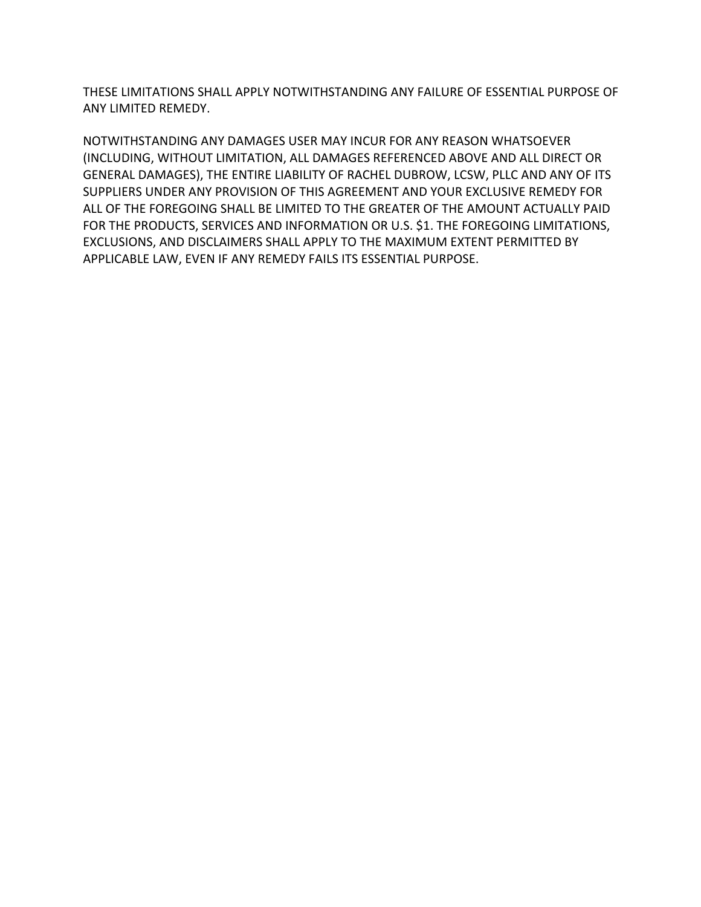THESE LIMITATIONS SHALL APPLY NOTWITHSTANDING ANY FAILURE OF ESSENTIAL PURPOSE OF ANY LIMITED REMEDY.

NOTWITHSTANDING ANY DAMAGES USER MAY INCUR FOR ANY REASON WHATSOEVER (INCLUDING, WITHOUT LIMITATION, ALL DAMAGES REFERENCED ABOVE AND ALL DIRECT OR GENERAL DAMAGES), THE ENTIRE LIABILITY OF RACHEL DUBROW, LCSW, PLLC AND ANY OF ITS SUPPLIERS UNDER ANY PROVISION OF THIS AGREEMENT AND YOUR EXCLUSIVE REMEDY FOR ALL OF THE FOREGOING SHALL BE LIMITED TO THE GREATER OF THE AMOUNT ACTUALLY PAID FOR THE PRODUCTS, SERVICES AND INFORMATION OR U.S. $1. THE FOREGOING LIMITATIONS, EXCLUSIONS, AND DISCLAIMERS SHALL APPLY TO THE MAXIMUM EXTENT PERMITTED BY APPLICABLE LAW, EVEN IF ANY REMEDY FAILS ITS ESSENTIAL PURPOSE.